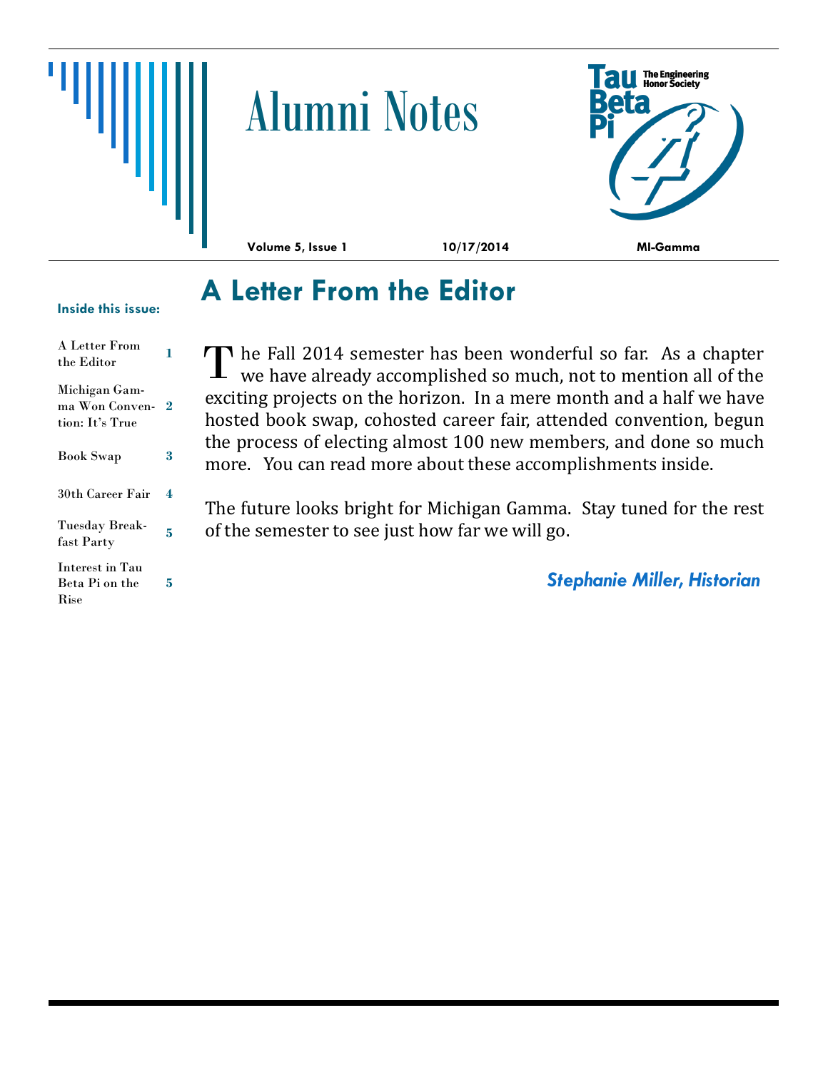# Alumni Notes

Tau Beta Pi — The Engineering Honor Society

**Volume 5, Issue 1** **10/17/2014** **MI-Gamma**

**Inside this issue:**

| | |
|---|---|
| A Letter From the Editor | 1 |
| Michigan Gamma Won Convention: It's True | 2 |
| Book Swap | 3 |
| 30th Career Fair | 4 |
| Tuesday Breakfast Party | 5 |
| Interest in Tau Beta Pi on the Rise | 5 |

## A Letter From the Editor

The Fall 2014 semester has been wonderful so far. As a chapter we have already accomplished so much, not to mention all of the exciting projects on the horizon. In a mere month and a half we have hosted book swap, cohosted career fair, attended convention, begun the process of electing almost 100 new members, and done so much more. You can read more about these accomplishments inside.

The future looks bright for Michigan Gamma. Stay tuned for the rest of the semester to see just how far we will go.

***Stephanie Miller, Historian***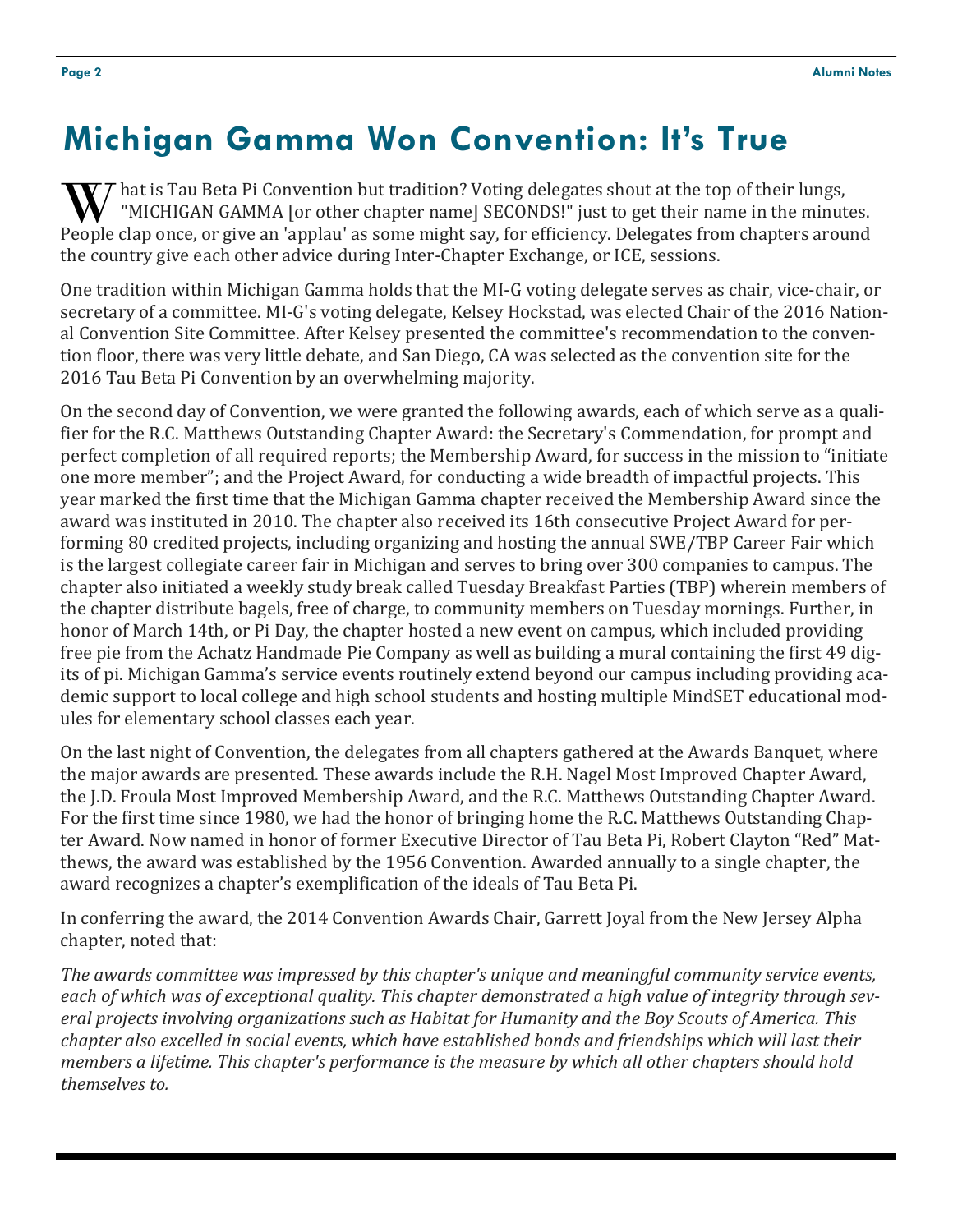# Michigan Gamma Won Convention: It's True

What is Tau Beta Pi Convention but tradition? Voting delegates shout at the top of their lungs, "MICHIGAN GAMMA [or other chapter name] SECONDS!" just to get their name in the minutes. People clap once, or give an 'applau' as some might say, for efficiency. Delegates from chapters around the country give each other advice during Inter-Chapter Exchange, or ICE, sessions.

One tradition within Michigan Gamma holds that the MI-G voting delegate serves as chair, vice-chair, or secretary of a committee. MI-G's voting delegate, Kelsey Hockstad, was elected Chair of the 2016 National Convention Site Committee. After Kelsey presented the committee's recommendation to the convention floor, there was very little debate, and San Diego, CA was selected as the convention site for the 2016 Tau Beta Pi Convention by an overwhelming majority.

On the second day of Convention, we were granted the following awards, each of which serve as a qualifier for the R.C. Matthews Outstanding Chapter Award: the Secretary's Commendation, for prompt and perfect completion of all required reports; the Membership Award, for success in the mission to "initiate one more member"; and the Project Award, for conducting a wide breadth of impactful projects. This year marked the first time that the Michigan Gamma chapter received the Membership Award since the award was instituted in 2010. The chapter also received its 16th consecutive Project Award for performing 80 credited projects, including organizing and hosting the annual SWE/TBP Career Fair which is the largest collegiate career fair in Michigan and serves to bring over 300 companies to campus. The chapter also initiated a weekly study break called Tuesday Breakfast Parties (TBP) wherein members of the chapter distribute bagels, free of charge, to community members on Tuesday mornings. Further, in honor of March 14th, or Pi Day, the chapter hosted a new event on campus, which included providing free pie from the Achatz Handmade Pie Company as well as building a mural containing the first 49 digits of pi. Michigan Gamma's service events routinely extend beyond our campus including providing academic support to local college and high school students and hosting multiple MindSET educational modules for elementary school classes each year.

On the last night of Convention, the delegates from all chapters gathered at the Awards Banquet, where the major awards are presented. These awards include the R.H. Nagel Most Improved Chapter Award, the J.D. Froula Most Improved Membership Award, and the R.C. Matthews Outstanding Chapter Award. For the first time since 1980, we had the honor of bringing home the R.C. Matthews Outstanding Chapter Award. Now named in honor of former Executive Director of Tau Beta Pi, Robert Clayton "Red" Matthews, the award was established by the 1956 Convention. Awarded annually to a single chapter, the award recognizes a chapter's exemplification of the ideals of Tau Beta Pi.

In conferring the award, the 2014 Convention Awards Chair, Garrett Joyal from the New Jersey Alpha chapter, noted that:

*The awards committee was impressed by this chapter's unique and meaningful community service events, each of which was of exceptional quality. This chapter demonstrated a high value of integrity through several projects involving organizations such as Habitat for Humanity and the Boy Scouts of America. This chapter also excelled in social events, which have established bonds and friendships which will last their members a lifetime. This chapter's performance is the measure by which all other chapters should hold themselves to.*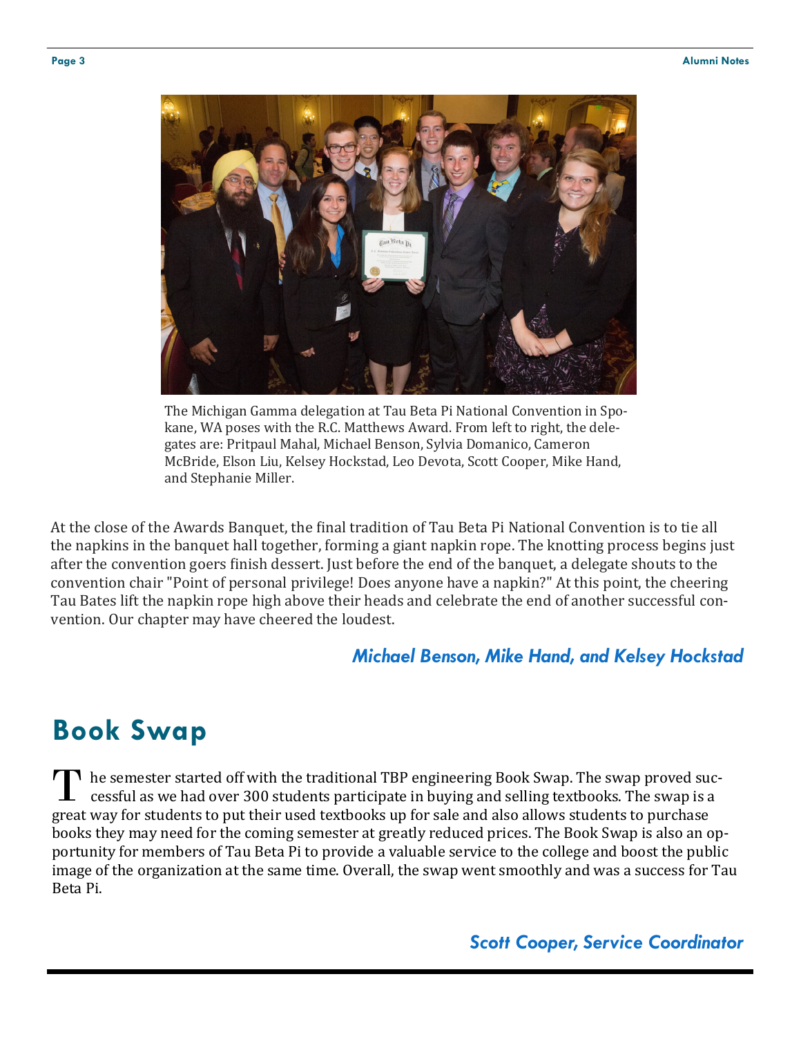The Michigan Gamma delegation at Tau Beta Pi National Convention in Spokane, WA poses with the R.C. Matthews Award. From left to right, the delegates are: Pritpaul Mahal, Michael Benson, Sylvia Domanico, Cameron McBride, Elson Liu, Kelsey Hockstad, Leo Devota, Scott Cooper, Mike Hand, and Stephanie Miller.

At the close of the Awards Banquet, the final tradition of Tau Beta Pi National Convention is to tie all the napkins in the banquet hall together, forming a giant napkin rope. The knotting process begins just after the convention goers finish dessert. Just before the end of the banquet, a delegate shouts to the convention chair "Point of personal privilege! Does anyone have a napkin?" At this point, the cheering Tau Bates lift the napkin rope high above their heads and celebrate the end of another successful convention. Our chapter may have cheered the loudest.

***Michael Benson, Mike Hand, and Kelsey Hockstad***

# Book Swap

The semester started off with the traditional TBP engineering Book Swap. The swap proved successful as we had over 300 students participate in buying and selling textbooks. The swap is a great way for students to put their used textbooks up for sale and also allows students to purchase books they may need for the coming semester at greatly reduced prices. The Book Swap is also an opportunity for members of Tau Beta Pi to provide a valuable service to the college and boost the public image of the organization at the same time. Overall, the swap went smoothly and was a success for Tau Beta Pi.

***Scott Cooper, Service Coordinator***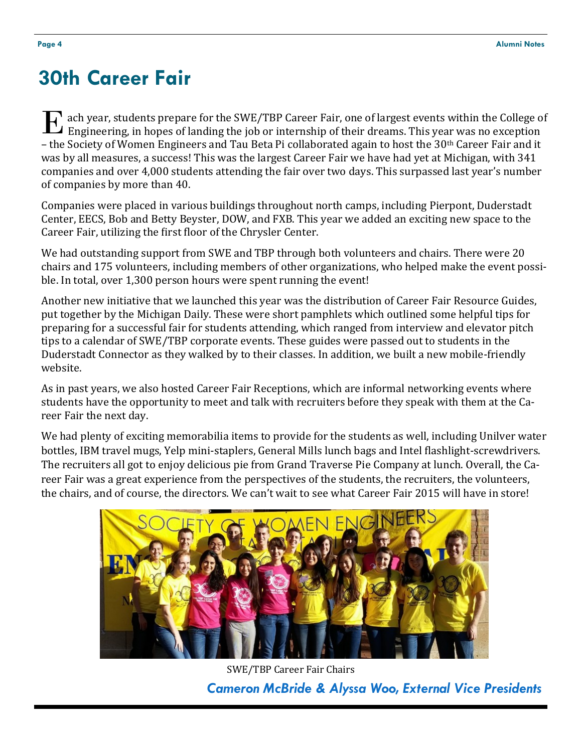# 30th Career Fair

Each year, students prepare for the SWE/TBP Career Fair, one of largest events within the College of Engineering, in hopes of landing the job or internship of their dreams. This year was no exception – the Society of Women Engineers and Tau Beta Pi collaborated again to host the 30th Career Fair and it was by all measures, a success! This was the largest Career Fair we have had yet at Michigan, with 341 companies and over 4,000 students attending the fair over two days. This surpassed last year's number of companies by more than 40.

Companies were placed in various buildings throughout north camps, including Pierpont, Duderstadt Center, EECS, Bob and Betty Beyster, DOW, and FXB. This year we added an exciting new space to the Career Fair, utilizing the first floor of the Chrysler Center.

We had outstanding support from SWE and TBP through both volunteers and chairs. There were 20 chairs and 175 volunteers, including members of other organizations, who helped make the event possible. In total, over 1,300 person hours were spent running the event!

Another new initiative that we launched this year was the distribution of Career Fair Resource Guides, put together by the Michigan Daily. These were short pamphlets which outlined some helpful tips for preparing for a successful fair for students attending, which ranged from interview and elevator pitch tips to a calendar of SWE/TBP corporate events. These guides were passed out to students in the Duderstadt Connector as they walked by to their classes. In addition, we built a new mobile-friendly website.

As in past years, we also hosted Career Fair Receptions, which are informal networking events where students have the opportunity to meet and talk with recruiters before they speak with them at the Career Fair the next day.

We had plenty of exciting memorabilia items to provide for the students as well, including Unilver water bottles, IBM travel mugs, Yelp mini-staplers, General Mills lunch bags and Intel flashlight-screwdrivers. The recruiters all got to enjoy delicious pie from Grand Traverse Pie Company at lunch. Overall, the Career Fair was a great experience from the perspectives of the students, the recruiters, the volunteers, the chairs, and of course, the directors. We can't wait to see what Career Fair 2015 will have in store!

SWE/TBP Career Fair Chairs

***Cameron McBride & Alyssa Woo, External Vice Presidents***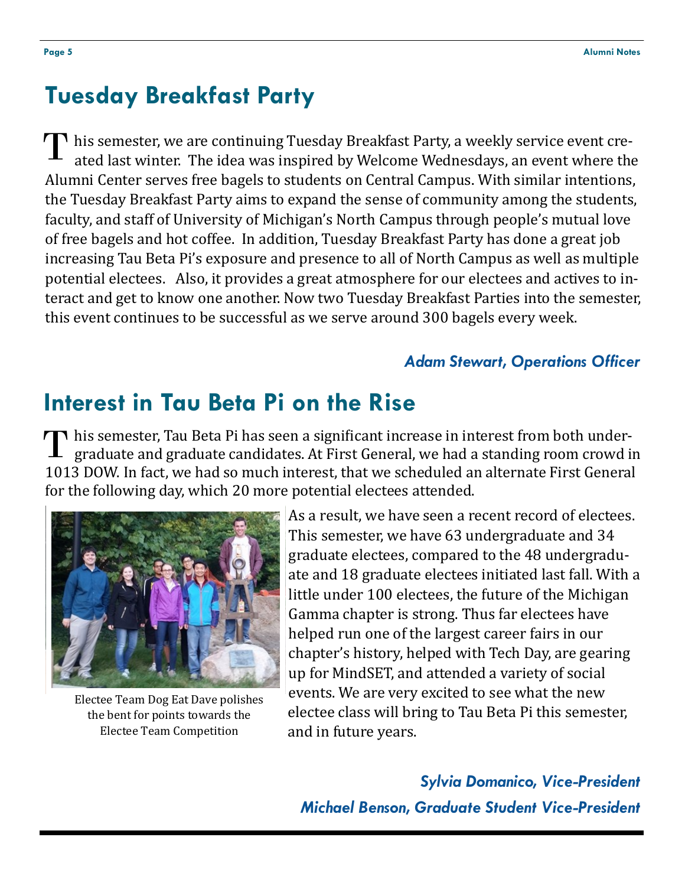## Tuesday Breakfast Party

This semester, we are continuing Tuesday Breakfast Party, a weekly service event created last winter. The idea was inspired by Welcome Wednesdays, an event where the Alumni Center serves free bagels to students on Central Campus. With similar intentions, the Tuesday Breakfast Party aims to expand the sense of community among the students, faculty, and staff of University of Michigan's North Campus through people's mutual love of free bagels and hot coffee. In addition, Tuesday Breakfast Party has done a great job increasing Tau Beta Pi's exposure and presence to all of North Campus as well as multiple potential electees. Also, it provides a great atmosphere for our electees and actives to interact and get to know one another. Now two Tuesday Breakfast Parties into the semester, this event continues to be successful as we serve around 300 bagels every week.

***Adam Stewart, Operations Officer***

## Interest in Tau Beta Pi on the Rise

This semester, Tau Beta Pi has seen a significant increase in interest from both undergraduate and graduate candidates. At First General, we had a standing room crowd in 1013 DOW. In fact, we had so much interest, that we scheduled an alternate First General for the following day, which 20 more potential electees attended.

Electee Team Dog Eat Dave polishes the bent for points towards the Electee Team Competition

As a result, we have seen a recent record of electees. This semester, we have 63 undergraduate and 34 graduate electees, compared to the 48 undergraduate and 18 graduate electees initiated last fall. With a little under 100 electees, the future of the Michigan Gamma chapter is strong. Thus far electees have helped run one of the largest career fairs in our chapter's history, helped with Tech Day, are gearing up for MindSET, and attended a variety of social events. We are very excited to see what the new electee class will bring to Tau Beta Pi this semester, and in future years.

***Sylvia Domanico, Vice-President***

***Michael Benson, Graduate Student Vice-President***